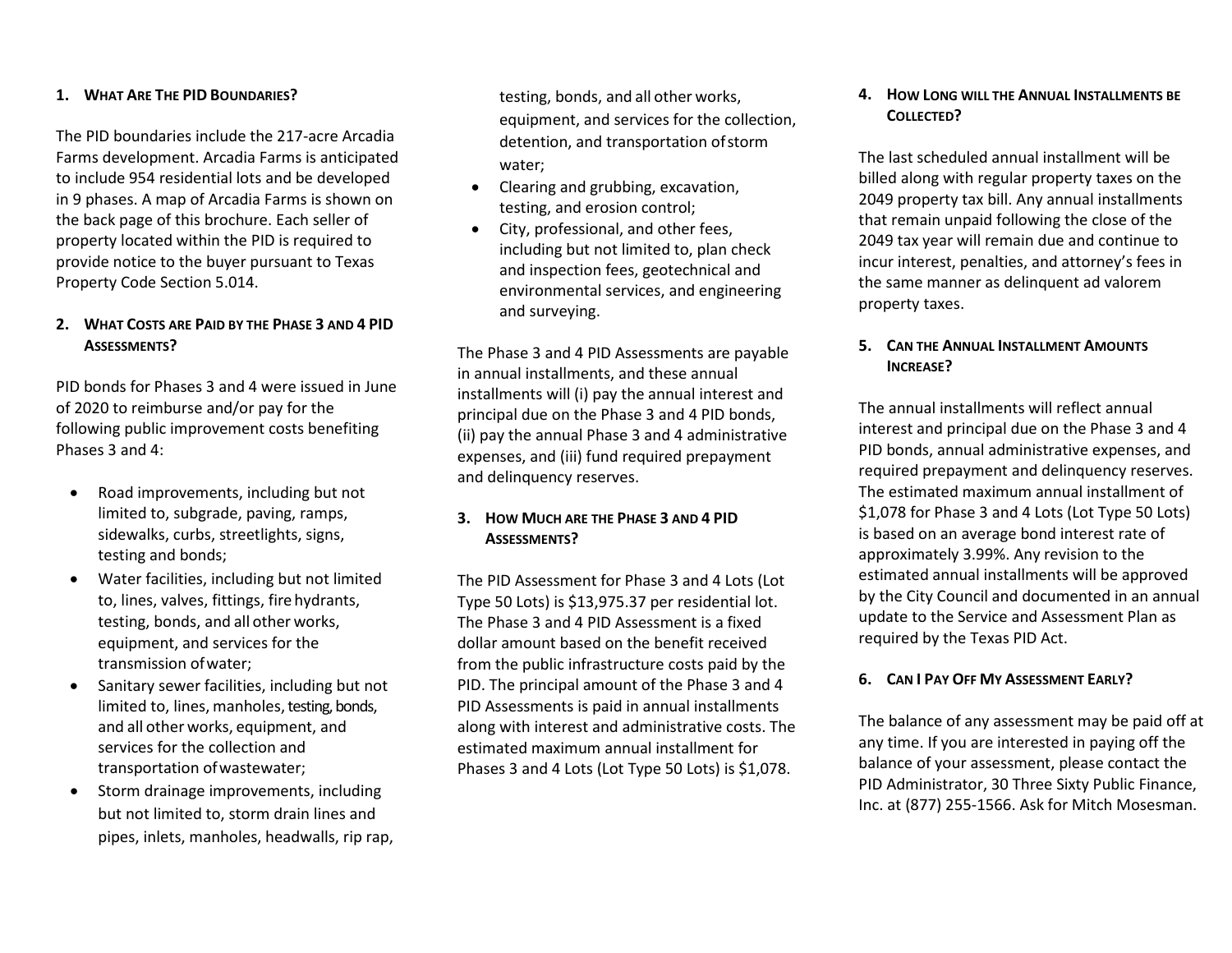## 1. What Are The PID Boundaries?

The PID boundaries include the 217-acre Arcadia Farms development. Arcadia Farms is anticipated to include 954 residential lots and be developed in 9 phases. A map of Arcadia Farms is shown on the back page of this brochure. Each seller of property located within the PID is required to provide notice to the buyer pursuant to Texas Property Code Section 5.014.

## 2. What Costs are Paid by the Phase 3 and 4 PID Assessments?

PID bonds for Phases 3 and 4 were issued in June of 2020 to reimburse and/or pay for the following public improvement costs benefiting Phases 3 and 4:

- Road improvements, including but not limited to, subgrade, paving, ramps, sidewalks, curbs, streetlights, signs, testing and bonds;
- Water facilities, including but not limited to, lines, valves, fittings, fire hydrants, testing, bonds, and all other works, equipment, and services for the transmission of water;
- Sanitary sewer facilities, including but not limited to, lines, manholes, testing, bonds, and all other works, equipment, and services for the collection and transportation of wastewater;
- Storm drainage improvements, including but not limited to, storm drain lines and pipes, inlets, manholes, headwalls, rip rap, testing, bonds, and all other works, equipment, and services for the collection, detention, and transportation of storm water;
- Clearing and grubbing, excavation, testing, and erosion control;
- City, professional, and other fees, including but not limited to, plan check and inspection fees, geotechnical and environmental services, and engineering and surveying.

The Phase 3 and 4 PID Assessments are payable in annual installments, and these annual installments will (i) pay the annual interest and principal due on the Phase 3 and 4 PID bonds, (ii) pay the annual Phase 3 and 4 administrative expenses, and (iii) fund required prepayment and delinquency reserves.

## 3. How Much are the Phase 3 and 4 PID Assessments?

The PID Assessment for Phase 3 and 4 Lots (Lot Type 50 Lots) is $13,975.37 per residential lot. The Phase 3 and 4 PID Assessment is a fixed dollar amount based on the benefit received from the public infrastructure costs paid by the PID. The principal amount of the Phase 3 and 4 PID Assessments is paid in annual installments along with interest and administrative costs. The estimated maximum annual installment for Phases 3 and 4 Lots (Lot Type 50 Lots) is $1,078.

## 4. How Long will the Annual Installments be Collected?

The last scheduled annual installment will be billed along with regular property taxes on the 2049 property tax bill. Any annual installments that remain unpaid following the close of the 2049 tax year will remain due and continue to incur interest, penalties, and attorney's fees in the same manner as delinquent ad valorem property taxes.

## 5. Can the Annual Installment Amounts Increase?

The annual installments will reflect annual interest and principal due on the Phase 3 and 4 PID bonds, annual administrative expenses, and required prepayment and delinquency reserves. The estimated maximum annual installment of $1,078 for Phase 3 and 4 Lots (Lot Type 50 Lots) is based on an average bond interest rate of approximately 3.99%. Any revision to the estimated annual installments will be approved by the City Council and documented in an annual update to the Service and Assessment Plan as required by the Texas PID Act.

## 6. Can I Pay Off My Assessment Early?

The balance of any assessment may be paid off at any time. If you are interested in paying off the balance of your assessment, please contact the PID Administrator, 30 Three Sixty Public Finance, Inc. at (877) 255-1566. Ask for Mitch Mosesman.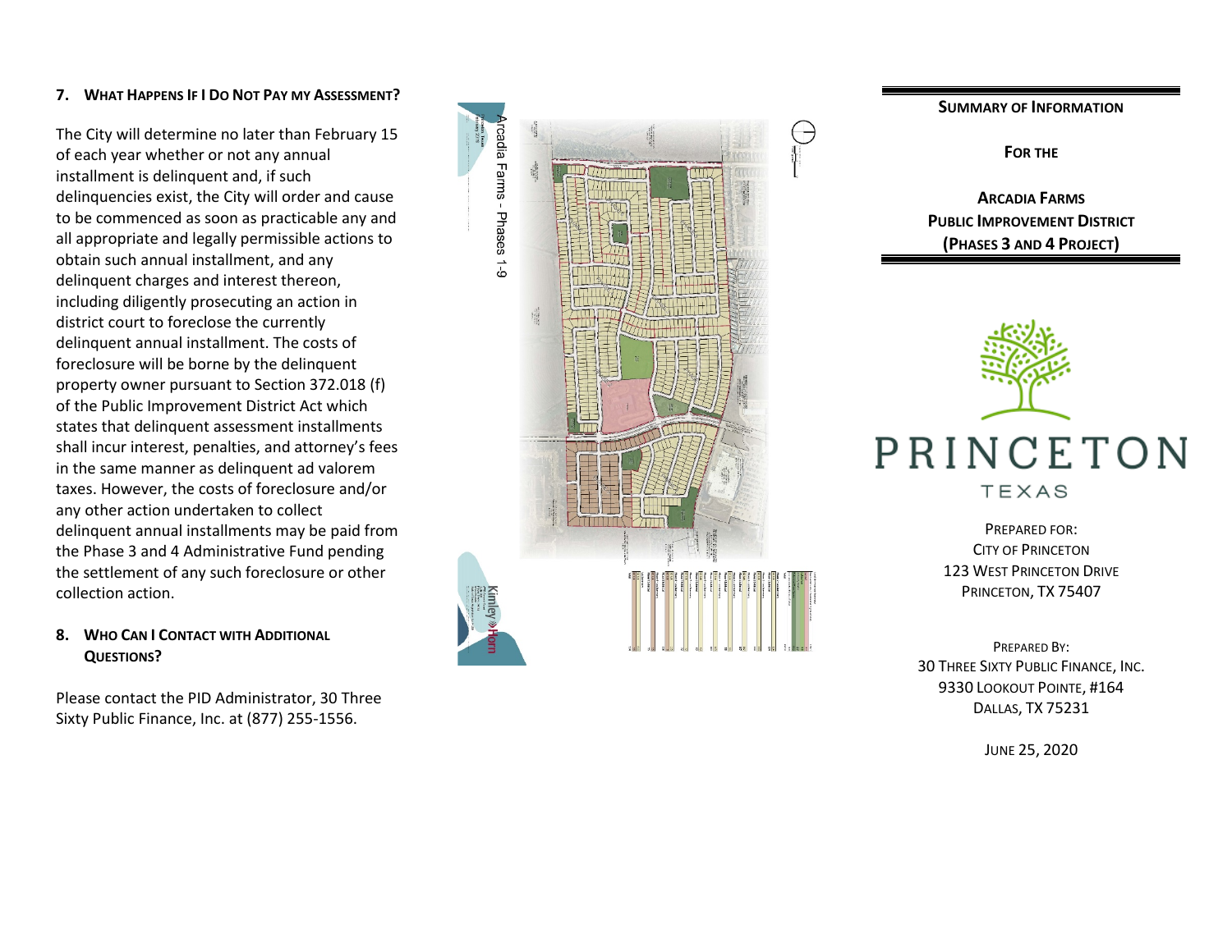### 7. What Happens If I Do Not Pay my Assessment?

The City will determine no later than February 15 of each year whether or not any annual installment is delinquent and, if such delinquencies exist, the City will order and cause to be commenced as soon as practicable any and all appropriate and legally permissible actions to obtain such annual installment, and any delinquent charges and interest thereon, including diligently prosecuting an action in district court to foreclose the currently delinquent annual installment. The costs of foreclosure will be borne by the delinquent property owner pursuant to Section 372.018 (f) of the Public Improvement District Act which states that delinquent assessment installments shall incur interest, penalties, and attorney's fees in the same manner as delinquent ad valorem taxes. However, the costs of foreclosure and/or any other action undertaken to collect delinquent annual installments may be paid from the Phase 3 and 4 Administrative Fund pending the settlement of any such foreclosure or other collection action.

### 8. Who Can I Contact with Additional Questions?

Please contact the PID Administrator, 30 Three Sixty Public Finance, Inc. at (877) 255-1556.

Arcadia Farms - Phases 1-9

Kimley»Horn

## Summary of Information

## For the

## Arcadia Farms Public Improvement District (Phases 3 and 4 Project)

PRINCETON
TEXAS

Prepared for:
City of Princeton
123 West Princeton Drive
Princeton, TX 75407

Prepared by:
30 Three Sixty Public Finance, Inc.
9330 Lookout Pointe, #164
Dallas, TX 75231

June 25, 2020